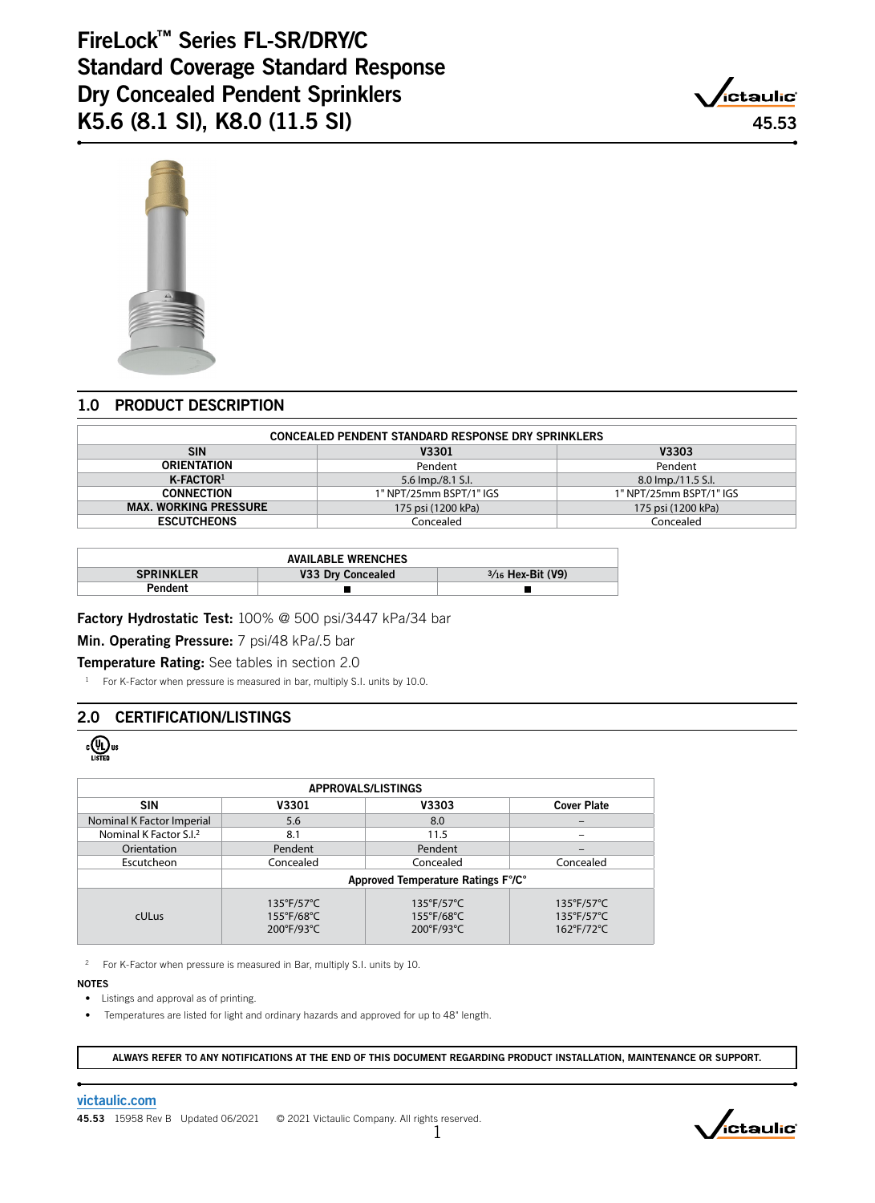# FireLock™ Series FL-SR/DRY/C Standard Coverage Standard Response Dry Concealed Pendent Sprinklers K5.6 (8.1 SI), K8.0 (11.5 SI)

45.53

## 1.0 PRODUCT DESCRIPTION

| CONCEALED PENDENT STANDARD RESPONSE DRY SPRINKLERS | | |
|---|---|---|
| **SIN** | V3301 | V3303 |
| **ORIENTATION** | Pendent | Pendent |
| **K-FACTOR**[1] | 5.6 Imp./8.1 S.I. | 8.0 Imp./11.5 S.I. |
| **CONNECTION** | 1" NPT/25mm BSPT/1" IGS | 1" NPT/25mm BSPT/1" IGS |
| **MAX. WORKING PRESSURE** | 175 psi (1200 kPa) | 175 psi (1200 kPa) |
| **ESCUTCHEONS** | Concealed | Concealed |

| AVAILABLE WRENCHES | | |
|---|---|---|
| **SPRINKLER** | **V33 Dry Concealed** | **3/16 Hex-Bit (V9)** |
| **Pendent** | ■ | ■ |

**Factory Hydrostatic Test:** 100% @ 500 psi/3447 kPa/34 bar

**Min. Operating Pressure:** 7 psi/48 kPa/.5 bar

**Temperature Rating:** See tables in section 2.0

[1] For K-Factor when pressure is measured in bar, multiply S.I. units by 10.0.

## 2.0 CERTIFICATION/LISTINGS

cULus LISTED

| APPROVALS/LISTINGS | | | |
|---|---|---|---|
| **SIN** | **V3301** | **V3303** | **Cover Plate** |
| Nominal K Factor Imperial | 5.6 | 8.0 | – |
| Nominal K Factor S.I.[2] | 8.1 | 11.5 | – |
| Orientation | Pendent | Pendent | – |
| Escutcheon | Concealed | Concealed | Concealed |
| | **Approved Temperature Ratings F°/C°** | | |
| cULus | 135°F/57°C<br>155°F/68°C<br>200°F/93°C | 135°F/57°C<br>155°F/68°C<br>200°F/93°C | 135°F/57°C<br>135°F/57°C<br>162°F/72°C |

[2] For K-Factor when pressure is measured in Bar, multiply S.I. units by 10.

**NOTES**

- Listings and approval as of printing.
- Temperatures are listed for light and ordinary hazards and approved for up to 48" length.

**ALWAYS REFER TO ANY NOTIFICATIONS AT THE END OF THIS DOCUMENT REGARDING PRODUCT INSTALLATION, MAINTENANCE OR SUPPORT.**

victaulic.com

45.53 15958 Rev B Updated 06/2021 © 2021 Victaulic Company. All rights reserved.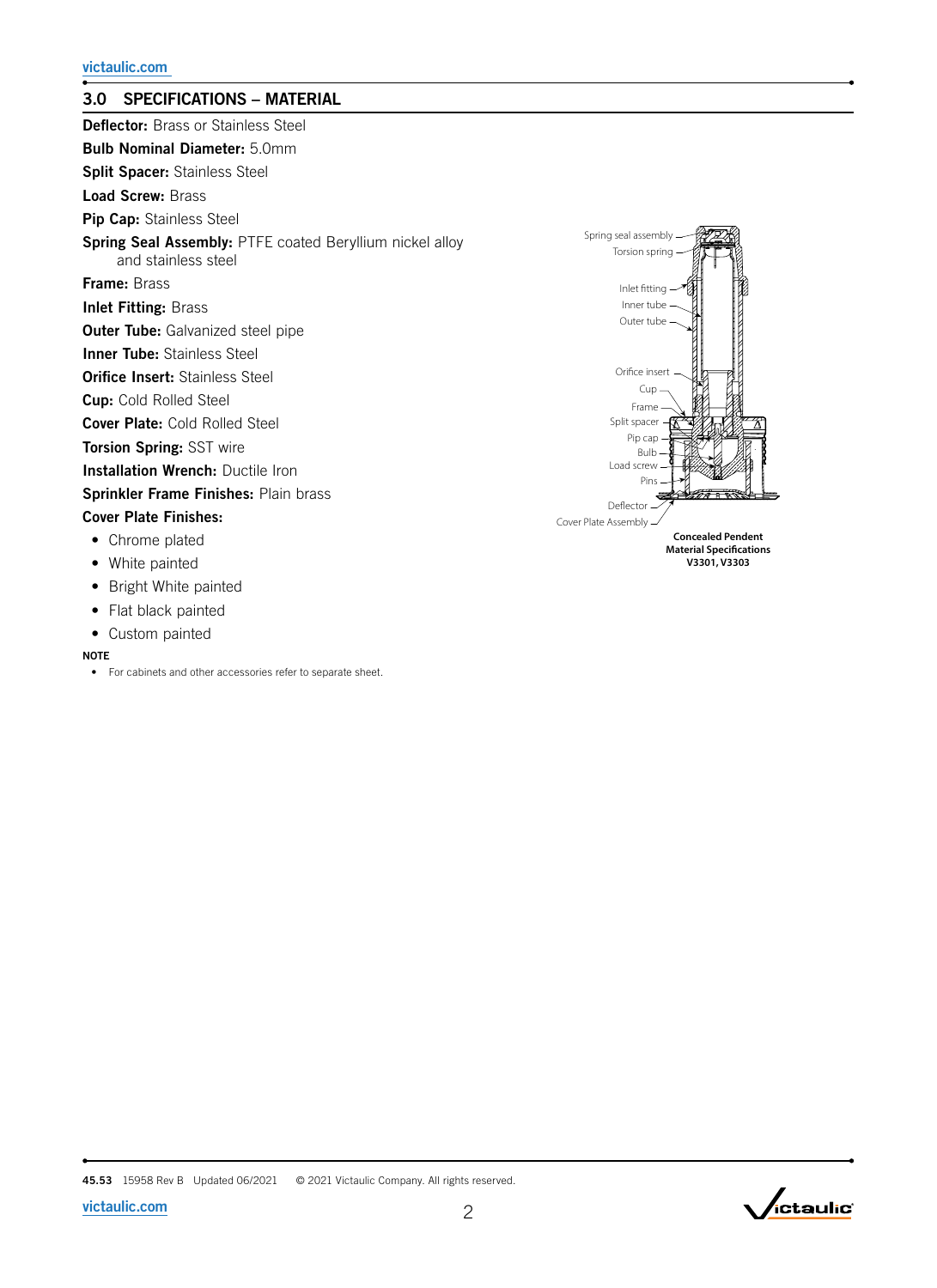## 3.0 SPECIFICATIONS – MATERIAL

**Deflector:** Brass or Stainless Steel

**Bulb Nominal Diameter:** 5.0mm

**Split Spacer:** Stainless Steel

**Load Screw:** Brass

**Pip Cap:** Stainless Steel

**Spring Seal Assembly:** PTFE coated Beryllium nickel alloy and stainless steel

**Frame:** Brass

**Inlet Fitting:** Brass

**Outer Tube:** Galvanized steel pipe

**Inner Tube:** Stainless Steel

**Orifice Insert:** Stainless Steel

**Cup:** Cold Rolled Steel

**Cover Plate:** Cold Rolled Steel

**Torsion Spring:** SST wire

**Installation Wrench:** Ductile Iron

**Sprinkler Frame Finishes:** Plain brass

**Cover Plate Finishes:**

- Chrome plated
- White painted
- Bright White painted
- Flat black painted
- Custom painted

Spring seal assembly
Torsion spring
Inlet fitting
Inner tube
Outer tube
Orifice insert
Cup
Frame
Split spacer
Pip cap
Bulb
Load screw
Pins
Deflector
Cover Plate Assembly

**Concealed Pendent Material Specifications V3301, V3303**

**NOTE**

- For cabinets and other accessories refer to separate sheet.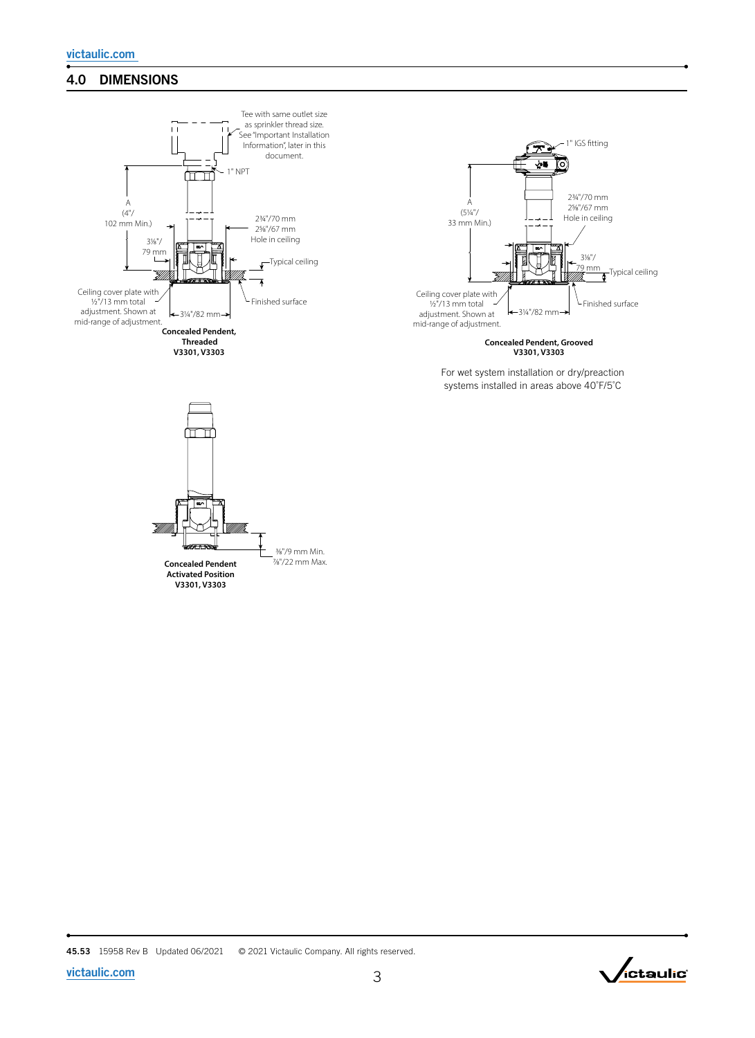## 4.0 DIMENSIONS

Tee with same outlet size as sprinkler thread size. See "Important Installation Information", later in this document.

1" NPT

A (4"/ 102 mm Min.)

3⅛"/ 79 mm

2¾"/70 mm
2⅝"/67 mm
Hole in ceiling

Typical ceiling

Ceiling cover plate with ½"/13 mm total adjustment. Shown at mid-range of adjustment.

3¼"/82 mm

Finished surface

**Concealed Pendent, Threaded**
**V3301, V3303**

1" IGS fitting

A (5¼"/ 33 mm Min.)

2¾"/70 mm
2⅝"/67 mm
Hole in ceiling

3⅛"/ 79 mm

Typical ceiling

Ceiling cover plate with ½"/13 mm total adjustment. Shown at mid-range of adjustment.

3¼"/82 mm

Finished surface

**Concealed Pendent, Grooved**
**V3301, V3303**

For wet system installation or dry/preaction systems installed in areas above 40°F/5°C

⅜"/9 mm Min.
⅞"/22 mm Max.

**Concealed Pendent Activated Position**
**V3301, V3303**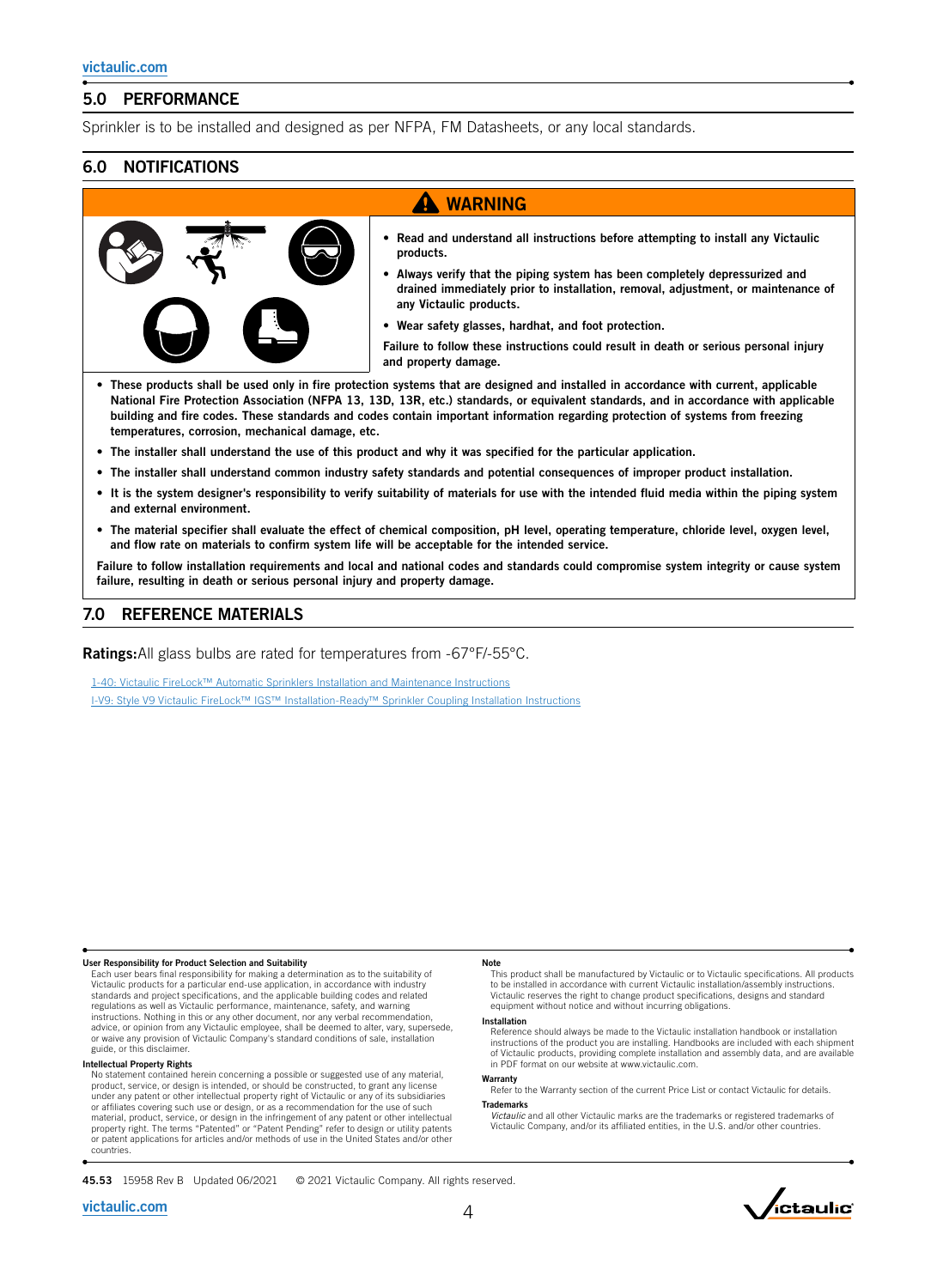## 5.0 PERFORMANCE

Sprinkler is to be installed and designed as per NFPA, FM Datasheets, or any local standards.

## 6.0 NOTIFICATIONS

**⚠ WARNING**

- **Read and understand all instructions before attempting to install any Victaulic products.**
- **Always verify that the piping system has been completely depressurized and drained immediately prior to installation, removal, adjustment, or maintenance of any Victaulic products.**
- **Wear safety glasses, hardhat, and foot protection.**

**Failure to follow these instructions could result in death or serious personal injury and property damage.**

- **These products shall be used only in fire protection systems that are designed and installed in accordance with current, applicable National Fire Protection Association (NFPA 13, 13D, 13R, etc.) standards, or equivalent standards, and in accordance with applicable building and fire codes. These standards and codes contain important information regarding protection of systems from freezing temperatures, corrosion, mechanical damage, etc.**
- **The installer shall understand the use of this product and why it was specified for the particular application.**
- **The installer shall understand common industry safety standards and potential consequences of improper product installation.**
- **It is the system designer's responsibility to verify suitability of materials for use with the intended fluid media within the piping system and external environment.**
- **The material specifier shall evaluate the effect of chemical composition, pH level, operating temperature, chloride level, oxygen level, and flow rate on materials to confirm system life will be acceptable for the intended service.**

**Failure to follow installation requirements and local and national codes and standards could compromise system integrity or cause system failure, resulting in death or serious personal injury and property damage.**

## 7.0 REFERENCE MATERIALS

**Ratings:** All glass bulbs are rated for temperatures from -67°F/-55°C.

1-40: Victaulic FireLock™ Automatic Sprinklers Installation and Maintenance Instructions

I-V9: Style V9 Victaulic FireLock™ IGS™ Installation-Ready™ Sprinkler Coupling Installation Instructions

**User Responsibility for Product Selection and Suitability**

Each user bears final responsibility for making a determination as to the suitability of Victaulic products for a particular end-use application, in accordance with industry standards and project specifications, and the applicable building codes and related regulations as well as Victaulic performance, maintenance, safety, and warning instructions. Nothing in this or any other document, nor any verbal recommendation, advice, or opinion from any Victaulic employee, shall be deemed to alter, vary, supersede, or waive any provision of Victaulic Company's standard conditions of sale, installation guide, or this disclaimer.

**Intellectual Property Rights**

No statement contained herein concerning a possible or suggested use of any material, product, service, or design is intended, or should be constructed, to grant any license under any patent or other intellectual property right of Victaulic or any of its subsidiaries or affiliates covering such use or design, or as a recommendation for the use of such material, product, service, or design in the infringement of any patent or other intellectual property right. The terms "Patented" or "Patent Pending" refer to design or utility patents or patent applications for articles and/or methods of use in the United States and/or other countries.

**Note**

This product shall be manufactured by Victaulic or to Victaulic specifications. All products to be installed in accordance with current Victaulic installation/assembly instructions. Victaulic reserves the right to change product specifications, designs and standard equipment without notice and without incurring obligations.

**Installation**

Reference should always be made to the Victaulic installation handbook or installation instructions of the product you are installing. Handbooks are included with each shipment of Victaulic products, providing complete installation and assembly data, and are available in PDF format on our website at www.victaulic.com.

**Warranty**

Refer to the Warranty section of the current Price List or contact Victaulic for details.

**Trademarks**

*Victaulic* and all other Victaulic marks are the trademarks or registered trademarks of Victaulic Company, and/or its affiliated entities, in the U.S. and/or other countries.

**45.53** 15958 Rev B Updated 06/2021 © 2021 Victaulic Company. All rights reserved.